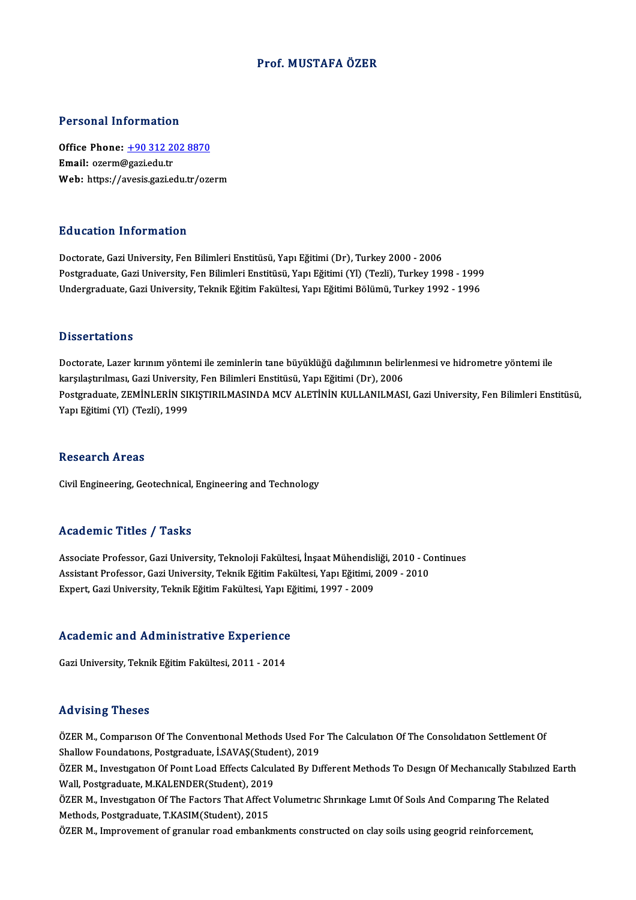# Prof. MUSTAFA ÖZER

## Personal Information

**Office Phone:** +90 312 202 8870
**Email:** ozerm@gazi.edu.tr
**Web:** https://avesis.gazi.edu.tr/ozerm

## Education Information

Doctorate, Gazi University, Fen Bilimleri Enstitüsü, Yapı Eğitimi (Dr), Turkey 2000 - 2006
Postgraduate, Gazi University, Fen Bilimleri Enstitüsü, Yapı Eğitimi (Yl) (Tezli), Turkey 1998 - 1999
Undergraduate, Gazi University, Teknik Eğitim Fakültesi, Yapı Eğitimi Bölümü, Turkey 1992 - 1996

## Dissertations

Doctorate, Lazer kırınım yöntemi ile zeminlerin tane büyüklüğü dağılımının belirlenmesi ve hidrometre yöntemi ile karşılaştırılması, Gazi University, Fen Bilimleri Enstitüsü, Yapı Eğitimi (Dr), 2006
Postgraduate, ZEMİNLERİN SIKIŞTIRILMASINDA MCV ALETİNİN KULLANILMASI, Gazi University, Fen Bilimleri Enstitüsü, Yapı Eğitimi (Yl) (Tezli), 1999

## Research Areas

Civil Engineering, Geotechnical, Engineering and Technology

## Academic Titles / Tasks

Associate Professor, Gazi University, Teknoloji Fakültesi, İnşaat Mühendisliği, 2010 - Continues
Assistant Professor, Gazi University, Teknik Eğitim Fakültesi, Yapı Eğitimi, 2009 - 2010
Expert, Gazi University, Teknik Eğitim Fakültesi, Yapı Eğitimi, 1997 - 2009

## Academic and Administrative Experience

Gazi University, Teknik Eğitim Fakültesi, 2011 - 2014

## Advising Theses

ÖZER M., Comparison Of The Conventional Methods Used For The Calculation Of The Consolidation Settlement Of Shallow Foundations, Postgraduate, İ.SAVAŞ(Student), 2019
ÖZER M., Investigation Of Point Load Effects Calculated By Different Methods To Design Of Mechanically Stabilized Earth Wall, Postgraduate, M.KALENDER(Student), 2019
ÖZER M., Investigation Of The Factors That Affect Volumetric Shrinkage Limit Of Soils And Comparing The Related Methods, Postgraduate, T.KASIM(Student), 2015
ÖZER M., Improvement of granular road embankments constructed on clay soils using geogrid reinforcement,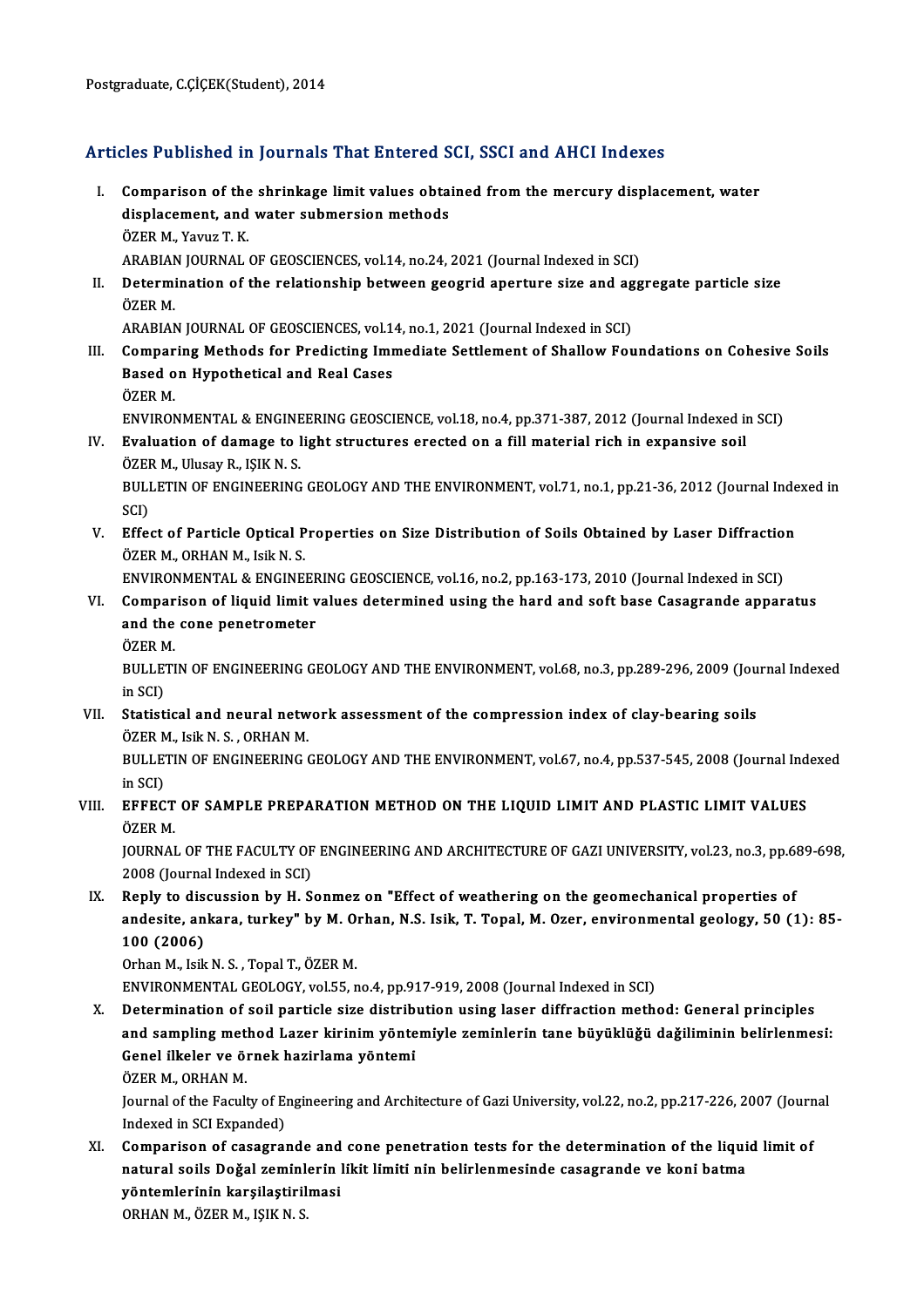Postgraduate, C.ÇİÇEK(Student), 2014

## Articles Published in Journals That Entered SCI, SSCI and AHCI Indexes

I. **Comparison of the shrinkage limit values obtained from the mercury displacement, water displacement, and water submersion methods**
ÖZER M., Yavuz T. K.
ARABIAN JOURNAL OF GEOSCIENCES, vol.14, no.24, 2021 (Journal Indexed in SCI)

II. **Determination of the relationship between geogrid aperture size and aggregate particle size**
ÖZER M.
ARABIAN JOURNAL OF GEOSCIENCES, vol.14, no.1, 2021 (Journal Indexed in SCI)

III. **Comparing Methods for Predicting Immediate Settlement of Shallow Foundations on Cohesive Soils Based on Hypothetical and Real Cases**
ÖZER M.
ENVIRONMENTAL & ENGINEERING GEOSCIENCE, vol.18, no.4, pp.371-387, 2012 (Journal Indexed in SCI)

IV. **Evaluation of damage to light structures erected on a fill material rich in expansive soil**
ÖZER M., Ulusay R., IŞIK N. S.
BULLETIN OF ENGINEERING GEOLOGY AND THE ENVIRONMENT, vol.71, no.1, pp.21-36, 2012 (Journal Indexed in SCI)

V. **Effect of Particle Optical Properties on Size Distribution of Soils Obtained by Laser Diffraction**
ÖZER M., ORHAN M., Isik N. S.
ENVIRONMENTAL & ENGINEERING GEOSCIENCE, vol.16, no.2, pp.163-173, 2010 (Journal Indexed in SCI)

VI. **Comparison of liquid limit values determined using the hard and soft base Casagrande apparatus and the cone penetrometer**
ÖZER M.
BULLETIN OF ENGINEERING GEOLOGY AND THE ENVIRONMENT, vol.68, no.3, pp.289-296, 2009 (Journal Indexed in SCI)

VII. **Statistical and neural network assessment of the compression index of clay-bearing soils**
ÖZER M., Isik N. S. , ORHAN M.
BULLETIN OF ENGINEERING GEOLOGY AND THE ENVIRONMENT, vol.67, no.4, pp.537-545, 2008 (Journal Indexed in SCI)

VIII. **EFFECT OF SAMPLE PREPARATION METHOD ON THE LIQUID LIMIT AND PLASTIC LIMIT VALUES**
ÖZER M.
JOURNAL OF THE FACULTY OF ENGINEERING AND ARCHITECTURE OF GAZI UNIVERSITY, vol.23, no.3, pp.689-698, 2008 (Journal Indexed in SCI)

IX. **Reply to discussion by H. Sonmez on "Effect of weathering on the geomechanical properties of andesite, ankara, turkey" by M. Orhan, N.S. Isik, T. Topal, M. Ozer, environmental geology, 50 (1): 85-100 (2006)**
Orhan M., Isik N. S. , Topal T., ÖZER M.
ENVIRONMENTAL GEOLOGY, vol.55, no.4, pp.917-919, 2008 (Journal Indexed in SCI)

X. **Determination of soil particle size distribution using laser diffraction method: General principles and sampling method Lazer kirinim yöntemiyle zeminlerin tane büyüklüğü dağiliminin belirlenmesi: Genel ilkeler ve örnek hazirlama yöntemi**
ÖZER M., ORHAN M.
Journal of the Faculty of Engineering and Architecture of Gazi University, vol.22, no.2, pp.217-226, 2007 (Journal Indexed in SCI Expanded)

XI. **Comparison of casagrande and cone penetration tests for the determination of the liquid limit of natural soils Doğal zeminlerin likit limiti nin belirlenmesinde casagrande ve koni batma yöntemlerinin karşilaştirilmasi**
ORHAN M., ÖZER M., IŞIK N. S.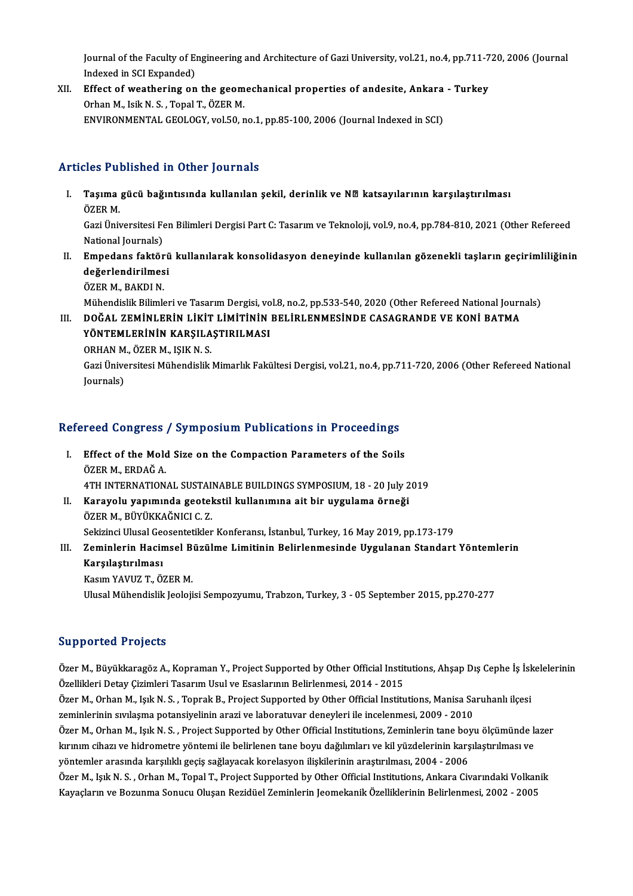Journal of the Faculty of Engineering and Architecture of Gazi University, vol.21, no.4, pp.711-720, 2006 (Journal Indexed in SCI Expanded)

XII. **Effect of weathering on the geomechanical properties of andesite, Ankara - Turkey**
Orhan M., Isik N. S. , Topal T., ÖZER M.
ENVIRONMENTAL GEOLOGY, vol.50, no.1, pp.85-100, 2006 (Journal Indexed in SCI)

## Articles Published in Other Journals

I. **Taşıma gücü bağıntısında kullanılan şekil, derinlik ve N� katsayılarının karşılaştırılması**
ÖZER M.
Gazi Üniversitesi Fen Bilimleri Dergisi Part C: Tasarım ve Teknoloji, vol.9, no.4, pp.784-810, 2021 (Other Refereed National Journals)

II. **Empedans faktörü kullanılarak konsolidasyon deneyinde kullanılan gözenekli taşların geçirimliliğinin değerlendirilmesi**
ÖZER M., BAKDI N.
Mühendislik Bilimleri ve Tasarım Dergisi, vol.8, no.2, pp.533-540, 2020 (Other Refereed National Journals)

III. **DOĞAL ZEMİNLERİN LİKİT LİMİTİNİN BELİRLENMESİNDE CASAGRANDE VE KONİ BATMA YÖNTEMLERİNİN KARŞILAŞTIRILMASI**
ORHAN M., ÖZER M., IŞIK N. S.
Gazi Üniversitesi Mühendislik Mimarlık Fakültesi Dergisi, vol.21, no.4, pp.711-720, 2006 (Other Refereed National Journals)

## Refereed Congress / Symposium Publications in Proceedings

I. **Effect of the Mold Size on the Compaction Parameters of the Soils**
ÖZER M., ERDAĞ A.
4TH INTERNATIONAL SUSTAINABLE BUILDINGS SYMPOSIUM, 18 - 20 July 2019

II. **Karayolu yapımında geotekstil kullanımına ait bir uygulama örneği**
ÖZER M., BÜYÜKKAĞNICI C. Z.
Sekizinci Ulusal Geosentetikler Konferansı, İstanbul, Turkey, 16 May 2019, pp.173-179

III. **Zeminlerin Hacimsel Büzülme Limitinin Belirlenmesinde Uygulanan Standart Yöntemlerin Karşılaştırılması**
Kasım YAVUZ T., ÖZER M.
Ulusal Mühendislik Jeolojisi Sempozyumu, Trabzon, Turkey, 3 - 05 September 2015, pp.270-277

## Supported Projects

Özer M., Büyükkaragöz A., Kopraman Y., Project Supported by Other Official Institutions, Ahşap Dış Cephe İş İskelelerinin Özellikleri Detay Çizimleri Tasarım Usul ve Esaslarının Belirlenmesi, 2014 - 2015

Özer M., Orhan M., Işık N. S. , Toprak B., Project Supported by Other Official Institutions, Manisa Saruhanlı ilçesi zeminlerinin sıvılaşma potansiyelinin arazi ve laboratuvar deneyleri ile incelenmesi, 2009 - 2010

Özer M., Orhan M., Işık N. S. , Project Supported by Other Official Institutions, Zeminlerin tane boyu ölçümünde lazer kırınım cihazı ve hidrometre yöntemi ile belirlenen tane boyu dağılımları ve kil yüzdelerinin karşılaştırılması ve yöntemler arasında karşılıklı geçiş sağlayacak korelasyon ilişkilerinin araştırılması, 2004 - 2006

Özer M., Işık N. S. , Orhan M., Topal T., Project Supported by Other Official Institutions, Ankara Civarındaki Volkanik Kayaçların ve Bozunma Sonucu Oluşan Rezidüel Zeminlerin Jeomekanik Özelliklerinin Belirlenmesi, 2002 - 2005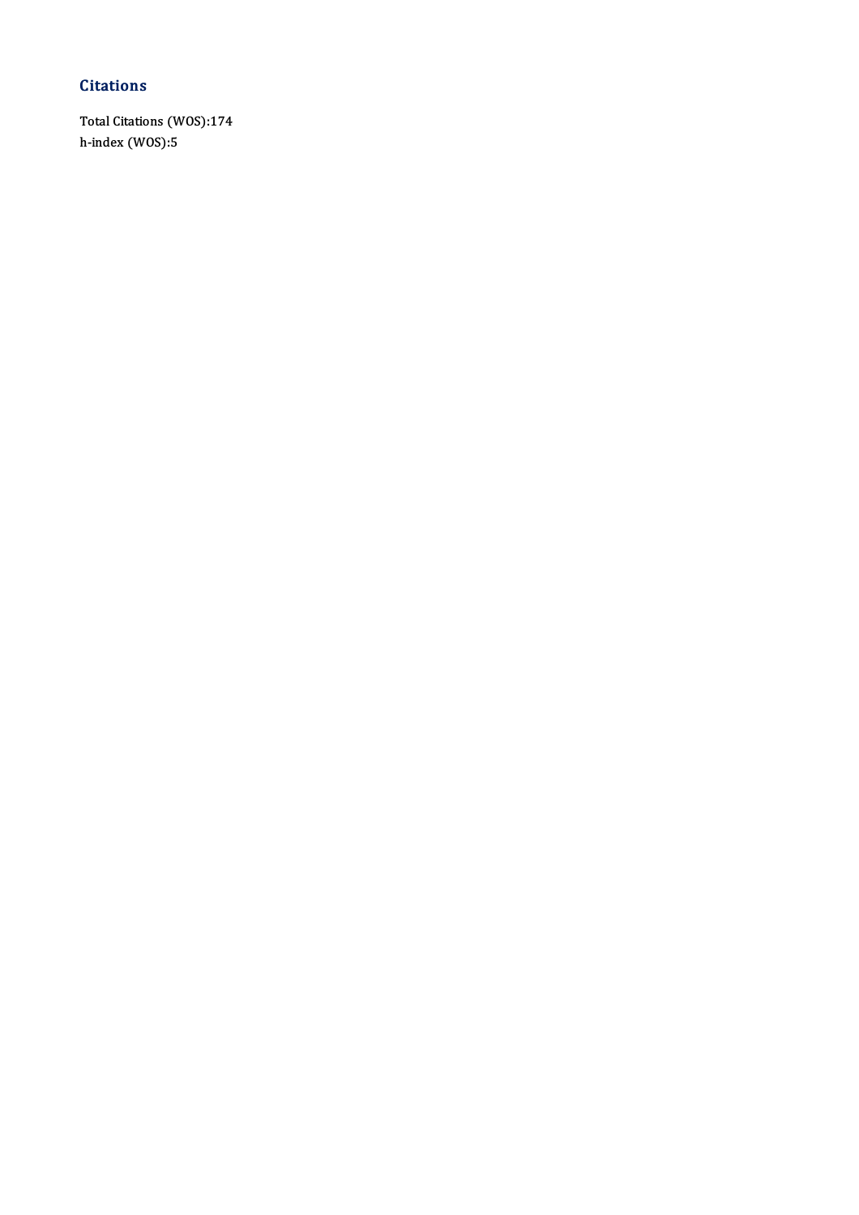## Citations

Total Citations (WOS):174
h-index (WOS):5